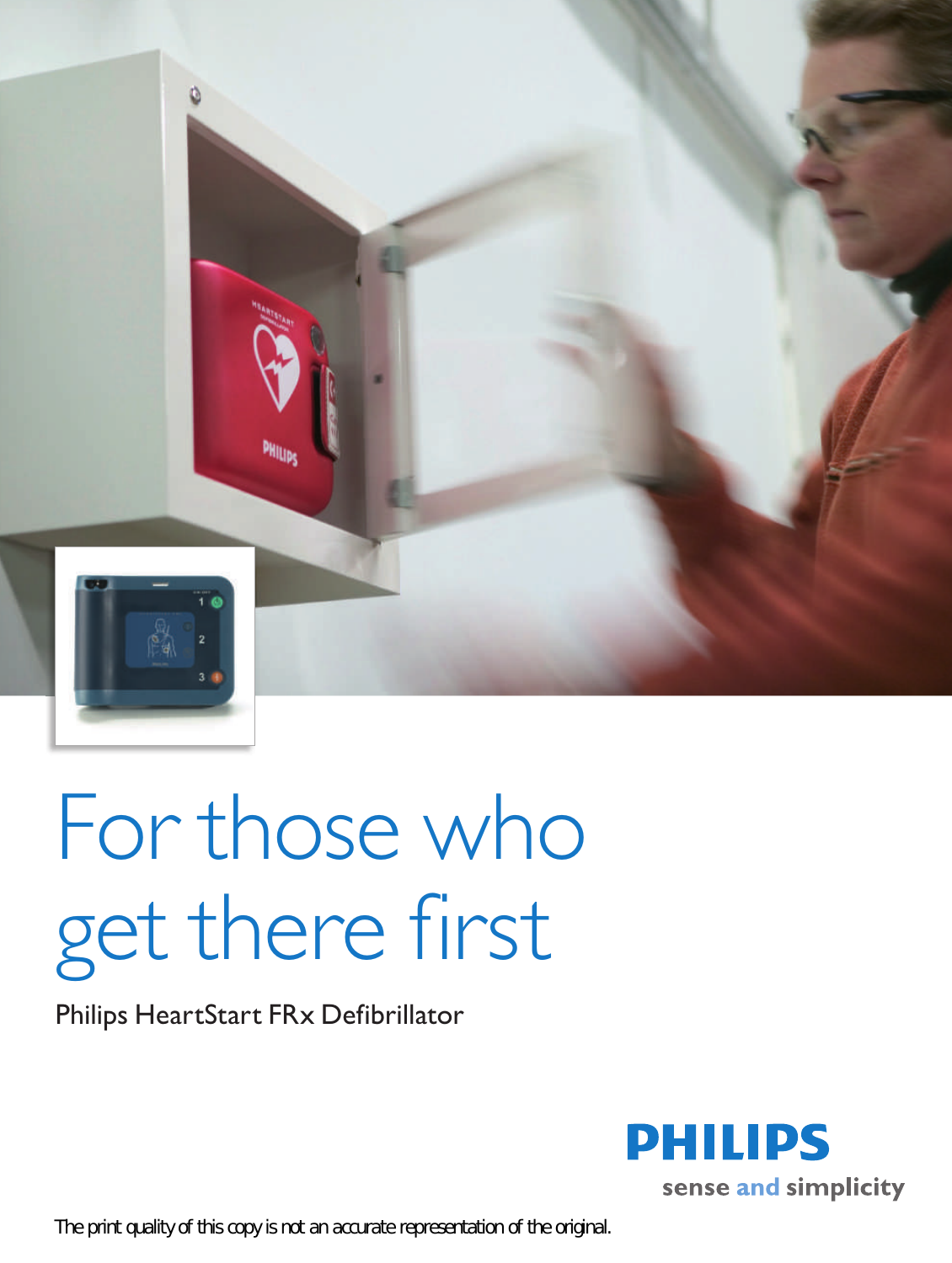# For those who get there first

Philips HeartStart FRx Defibrillator

**PHILIPS**
sense and simplicity

The print quality of this copy is not an accurate representation of the original.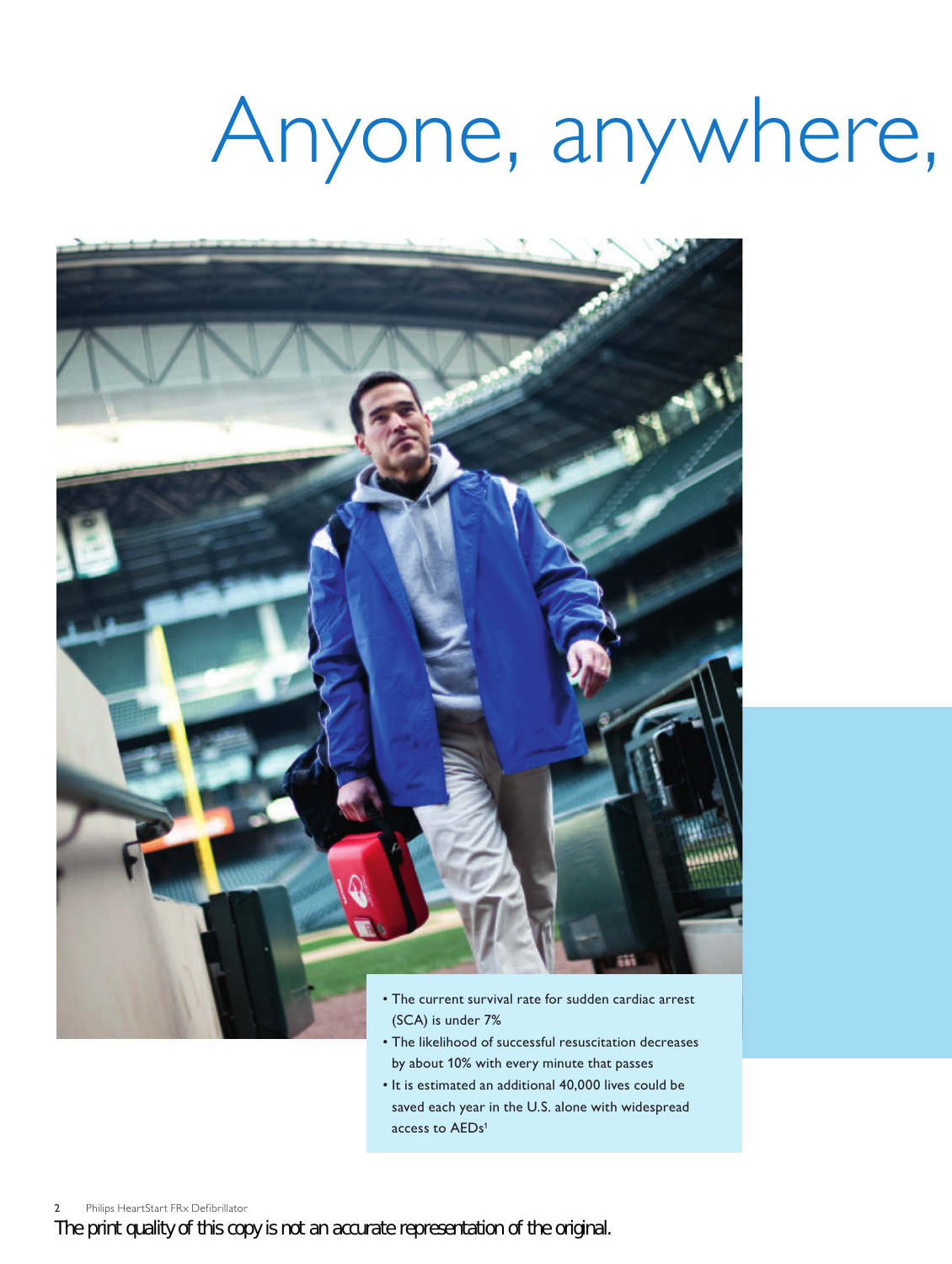# Anyone, anywhere,

- The current survival rate for sudden cardiac arrest (SCA) is under 7%
- The likelihood of successful resuscitation decreases by about 10% with every minute that passes
- It is estimated an additional 40,000 lives could be saved each year in the U.S. alone with widespread access to AEDs[1]

The print quality of this copy is not an accurate representation of the original.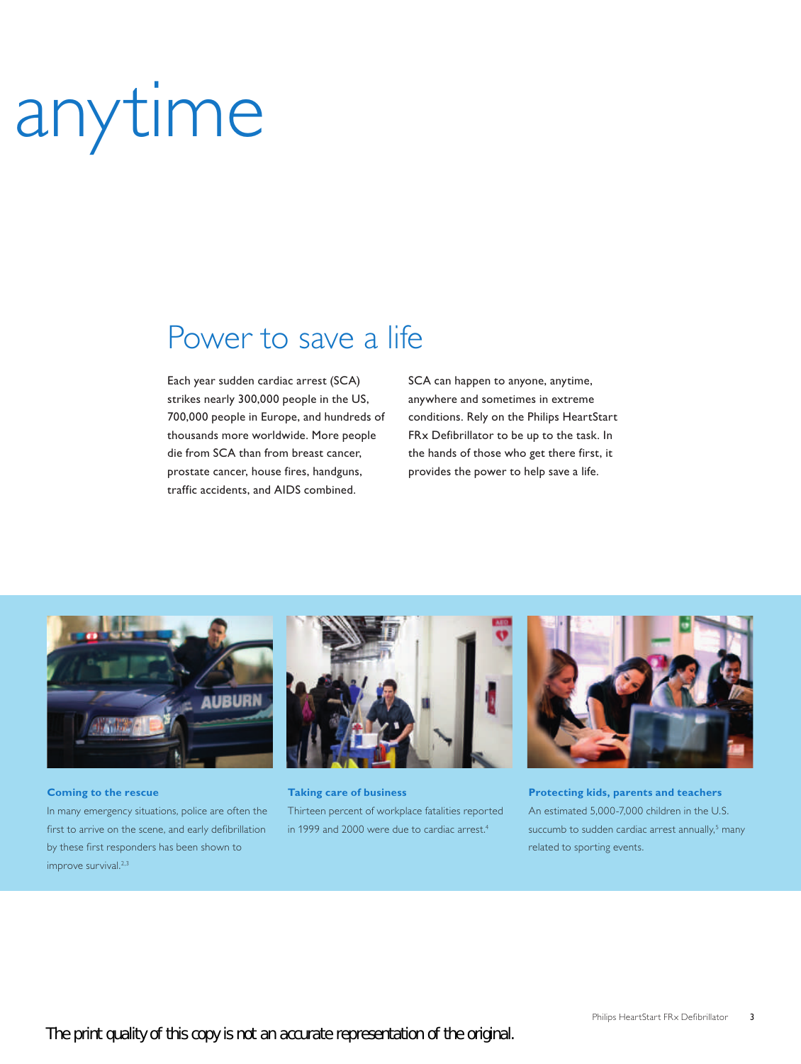# anytime

## Power to save a life

Each year sudden cardiac arrest (SCA) strikes nearly 300,000 people in the US, 700,000 people in Europe, and hundreds of thousands more worldwide. More people die from SCA than from breast cancer, prostate cancer, house fires, handguns, traffic accidents, and AIDS combined.

SCA can happen to anyone, anytime, anywhere and sometimes in extreme conditions. Rely on the Philips HeartStart FRx Defibrillator to be up to the task. In the hands of those who get there first, it provides the power to help save a life.

**Coming to the rescue**

In many emergency situations, police are often the first to arrive on the scene, and early defibrillation by these first responders has been shown to improve survival.[2,3]

**Taking care of business**

Thirteen percent of workplace fatalities reported in 1999 and 2000 were due to cardiac arrest.[4]

**Protecting kids, parents and teachers**

An estimated 5,000-7,000 children in the U.S. succumb to sudden cardiac arrest annually,[5] many related to sporting events.

The print quality of this copy is not an accurate representation of the original.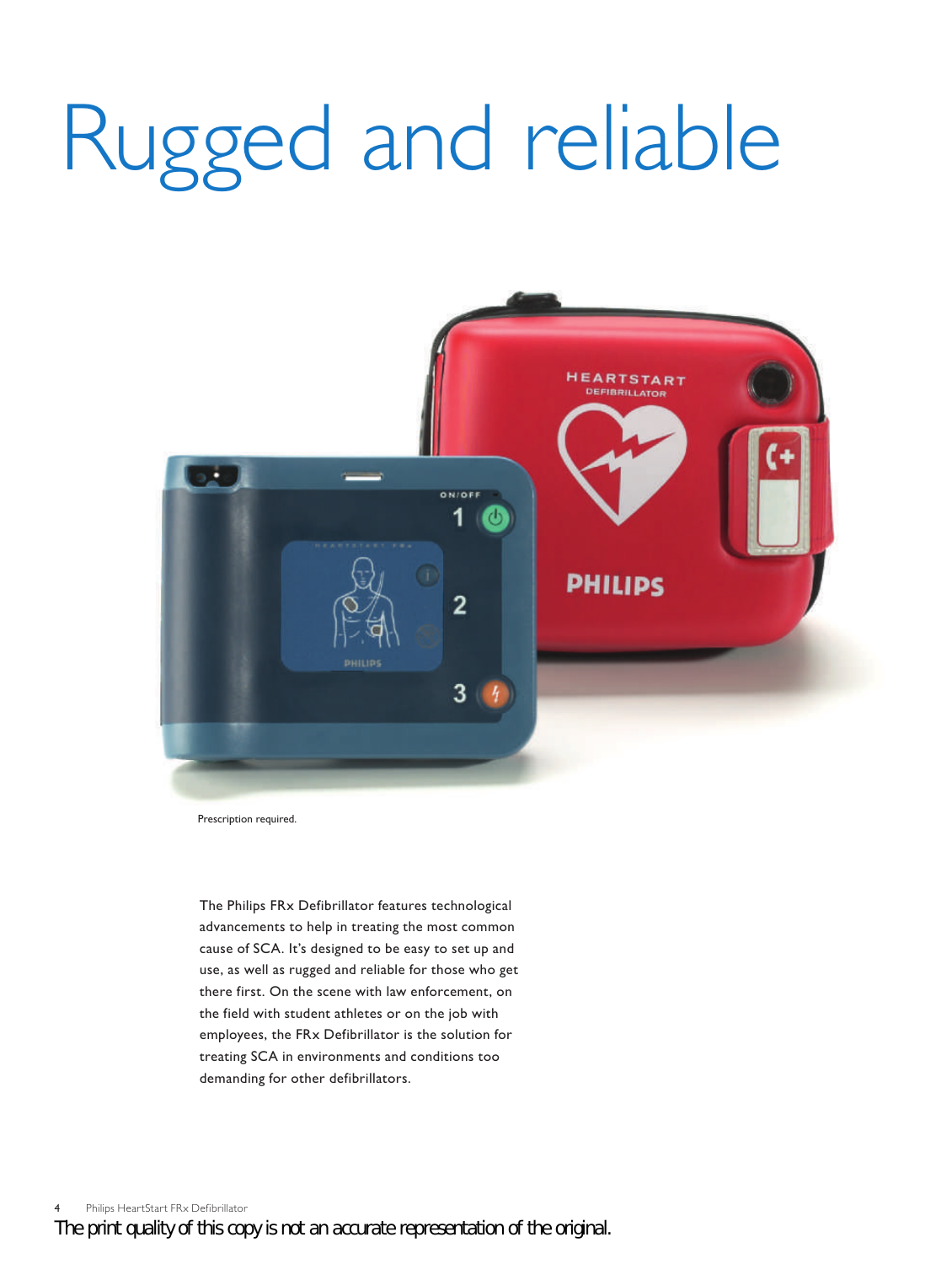# Rugged and reliable

Prescription required.

The Philips FRx Defibrillator features technological advancements to help in treating the most common cause of SCA. It's designed to be easy to set up and use, as well as rugged and reliable for those who get there first. On the scene with law enforcement, on the field with student athletes or on the job with employees, the FRx Defibrillator is the solution for treating SCA in environments and conditions too demanding for other defibrillators.

The print quality of this copy is not an accurate representation of the original.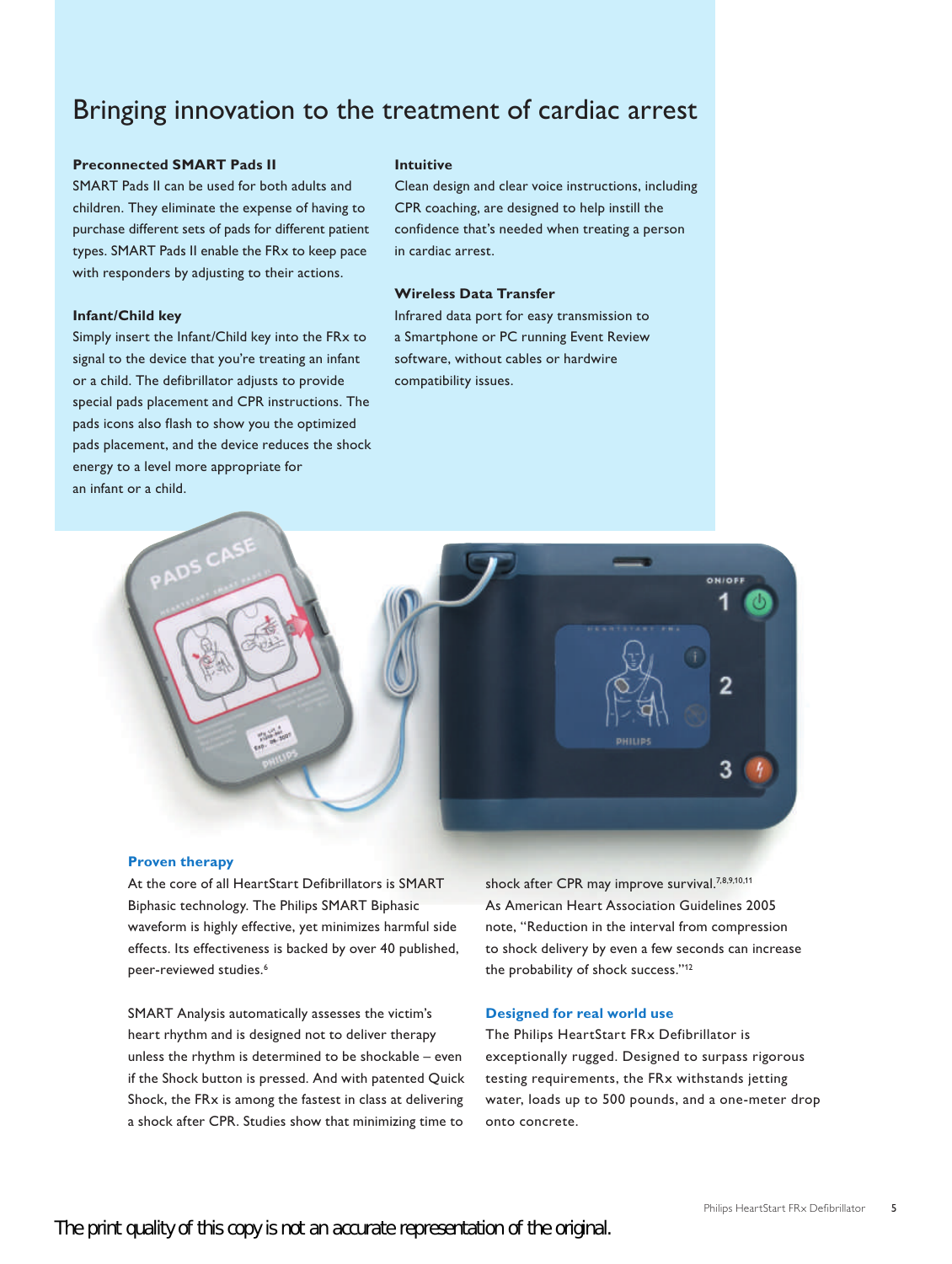# Bringing innovation to the treatment of cardiac arrest

**Preconnected SMART Pads II**

SMART Pads II can be used for both adults and children. They eliminate the expense of having to purchase different sets of pads for different patient types. SMART Pads II enable the FRx to keep pace with responders by adjusting to their actions.

**Infant/Child key**

Simply insert the Infant/Child key into the FRx to signal to the device that you're treating an infant or a child. The defibrillator adjusts to provide special pads placement and CPR instructions. The pads icons also flash to show you the optimized pads placement, and the device reduces the shock energy to a level more appropriate for an infant or a child.

**Intuitive**

Clean design and clear voice instructions, including CPR coaching, are designed to help instill the confidence that's needed when treating a person in cardiac arrest.

**Wireless Data Transfer**

Infrared data port for easy transmission to a Smartphone or PC running Event Review software, without cables or hardwire compatibility issues.

**Proven therapy**

At the core of all HeartStart Defibrillators is SMART Biphasic technology. The Philips SMART Biphasic waveform is highly effective, yet minimizes harmful side effects. Its effectiveness is backed by over 40 published, peer-reviewed studies.[6]

SMART Analysis automatically assesses the victim's heart rhythm and is designed not to deliver therapy unless the rhythm is determined to be shockable – even if the Shock button is pressed. And with patented Quick Shock, the FRx is among the fastest in class at delivering a shock after CPR. Studies show that minimizing time to shock after CPR may improve survival.[7,8,9,10,11] As American Heart Association Guidelines 2005 note, "Reduction in the interval from compression to shock delivery by even a few seconds can increase the probability of shock success."[12]

**Designed for real world use**

The Philips HeartStart FRx Defibrillator is exceptionally rugged. Designed to surpass rigorous testing requirements, the FRx withstands jetting water, loads up to 500 pounds, and a one-meter drop onto concrete.

The print quality of this copy is not an accurate representation of the original.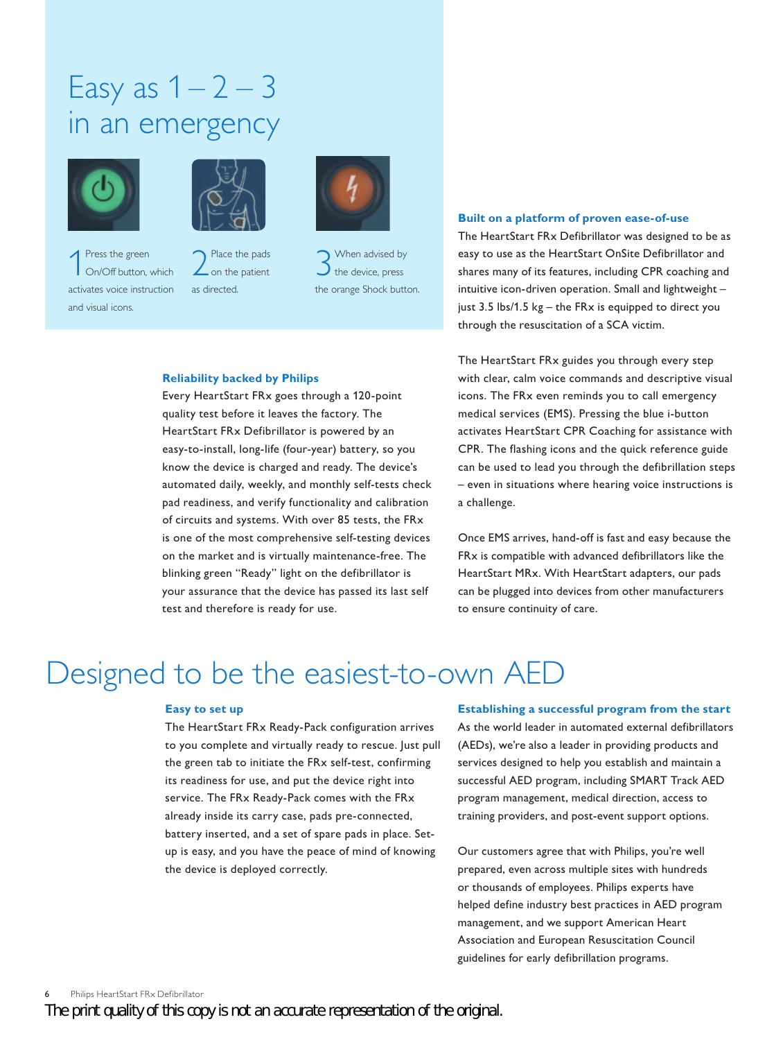# Easy as 1 – 2 – 3 in an emergency

1 Press the green On/Off button, which activates voice instruction and visual icons.

2 Place the pads on the patient as directed.

3 When advised by the device, press the orange Shock button.

### Built on a platform of proven ease-of-use

The HeartStart FRx Defibrillator was designed to be as easy to use as the HeartStart OnSite Defibrillator and shares many of its features, including CPR coaching and intuitive icon-driven operation. Small and lightweight – just 3.5 lbs/1.5 kg – the FRx is equipped to direct you through the resuscitation of a SCA victim.

The HeartStart FRx guides you through every step with clear, calm voice commands and descriptive visual icons. The FRx even reminds you to call emergency medical services (EMS). Pressing the blue i-button activates HeartStart CPR Coaching for assistance with CPR. The flashing icons and the quick reference guide can be used to lead you through the defibrillation steps – even in situations where hearing voice instructions is a challenge.

Once EMS arrives, hand-off is fast and easy because the FRx is compatible with advanced defibrillators like the HeartStart MRx. With HeartStart adapters, our pads can be plugged into devices from other manufacturers to ensure continuity of care.

### Reliability backed by Philips

Every HeartStart FRx goes through a 120-point quality test before it leaves the factory. The HeartStart FRx Defibrillator is powered by an easy-to-install, long-life (four-year) battery, so you know the device is charged and ready. The device's automated daily, weekly, and monthly self-tests check pad readiness, and verify functionality and calibration of circuits and systems. With over 85 tests, the FRx is one of the most comprehensive self-testing devices on the market and is virtually maintenance-free. The blinking green "Ready" light on the defibrillator is your assurance that the device has passed its last self test and therefore is ready for use.

# Designed to be the easiest-to-own AED

### Easy to set up

The HeartStart FRx Ready-Pack configuration arrives to you complete and virtually ready to rescue. Just pull the green tab to initiate the FRx self-test, confirming its readiness for use, and put the device right into service. The FRx Ready-Pack comes with the FRx already inside its carry case, pads pre-connected, battery inserted, and a set of spare pads in place. Set-up is easy, and you have the peace of mind of knowing the device is deployed correctly.

### Establishing a successful program from the start

As the world leader in automated external defibrillators (AEDs), we're also a leader in providing products and services designed to help you establish and maintain a successful AED program, including SMART Track AED program management, medical direction, access to training providers, and post-event support options.

Our customers agree that with Philips, you're well prepared, even across multiple sites with hundreds or thousands of employees. Philips experts have helped define industry best practices in AED program management, and we support American Heart Association and European Resuscitation Council guidelines for early defibrillation programs.

The print quality of this copy is not an accurate representation of the original.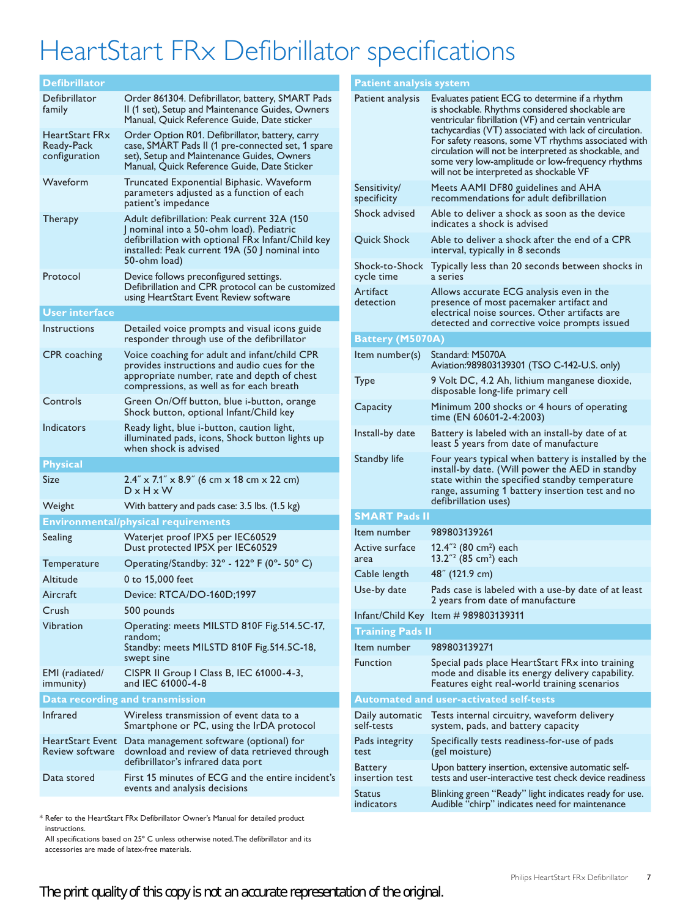# HeartStart FRx Defibrillator specifications

| Defibrillator | |
|---|---|
| Defibrillator family | Order 861304. Defibrillator, battery, SMART Pads II (1 set), Setup and Maintenance Guides, Owners Manual, Quick Reference Guide, Date sticker |
| HeartStart FRx Ready-Pack configuration | Order Option R01. Defibrillator, battery, carry case, SMART Pads II (1 pre-connected set, 1 spare set), Setup and Maintenance Guides, Owners Manual, Quick Reference Guide, Date Sticker |
| Waveform | Truncated Exponential Biphasic. Waveform parameters adjusted as a function of each patient's impedance |
| Therapy | Adult defibrillation: Peak current 32A (150 J nominal into a 50-ohm load). Pediatric defibrillation with optional FRx Infant/Child key installed: Peak current 19A (50 J nominal into 50-ohm load) |
| Protocol | Device follows preconfigured settings. Defibrillation and CPR protocol can be customized using HeartStart Event Review software |

| User interface | |
|---|---|
| Instructions | Detailed voice prompts and visual icons guide responder through use of the defibrillator |
| CPR coaching | Voice coaching for adult and infant/child CPR provides instructions and audio cues for the appropriate number, rate and depth of chest compressions, as well as for each breath |
| Controls | Green On/Off button, blue i-button, orange Shock button, optional Infant/Child key |
| Indicators | Ready light, blue i-button, caution light, illuminated pads, icons, Shock button lights up when shock is advised |

| Physical | |
|---|---|
| Size | 2.4″ x 7.1″ x 8.9″ (6 cm x 18 cm x 22 cm) D x H x W |
| Weight | With battery and pads case: 3.5 lbs. (1.5 kg) |

| Environmental/physical requirements | |
|---|---|
| Sealing | Waterjet proof IPX5 per IEC60529<br>Dust protected IP5X per IEC60529 |
| Temperature | Operating/Standby: 32° - 122° F (0°- 50° C) |
| Altitude | 0 to 15,000 feet |
| Aircraft | Device: RTCA/DO-160D;1997 |
| Crush | 500 pounds |
| Vibration | Operating: meets MILSTD 810F Fig.514.5C-17, random;<br>Standby: meets MILSTD 810F Fig.514.5C-18, swept sine |
| EMI (radiated/immunity) | CISPR II Group I Class B, IEC 61000-4-3, and IEC 61000-4-8 |

| Data recording and transmission | |
|---|---|
| Infrared | Wireless transmission of event data to a Smartphone or PC, using the IrDA protocol |
| HeartStart Event Review software | Data management software (optional) for download and review of data retrieved through defibrillator's infrared data port |
| Data stored | First 15 minutes of ECG and the entire incident's events and analysis decisions |

| Patient analysis system | |
|---|---|
| Patient analysis | Evaluates patient ECG to determine if a rhythm is shockable. Rhythms considered shockable are ventricular fibrillation (VF) and certain ventricular tachycardias (VT) associated with lack of circulation. For safety reasons, some VT rhythms associated with circulation will not be interpreted as shockable, and some very low-amplitude or low-frequency rhythms will not be interpreted as shockable VF |
| Sensitivity/specificity | Meets AAMI DF80 guidelines and AHA recommendations for adult defibrillation |
| Shock advised | Able to deliver a shock as soon as the device indicates a shock is advised |
| Quick Shock | Able to deliver a shock after the end of a CPR interval, typically in 8 seconds |
| Shock-to-Shock cycle time | Typically less than 20 seconds between shocks in a series |
| Artifact detection | Allows accurate ECG analysis even in the presence of most pacemaker artifact and electrical noise sources. Other artifacts are detected and corrective voice prompts issued |

| Battery (M5070A) | |
|---|---|
| Item number(s) | Standard: M5070A<br>Aviation:989803139301 (TSO C-142-U.S. only) |
| Type | 9 Volt DC, 4.2 Ah, lithium manganese dioxide, disposable long-life primary cell |
| Capacity | Minimum 200 shocks or 4 hours of operating time (EN 60601-2-4:2003) |
| Install-by date | Battery is labeled with an install-by date of at least 5 years from date of manufacture |
| Standby life | Four years typical when battery is installed by the install-by date. (Will power the AED in standby state within the specified standby temperature range, assuming 1 battery insertion test and no defibrillation uses) |

| SMART Pads II | |
|---|---|
| Item number | 989803139261 |
| Active surface area | 12.4″$^2$ (80 cm$^2$) each<br>13.2″$^2$ (85 cm$^2$) each |
| Cable length | 48″ (121.9 cm) |
| Use-by date | Pads case is labeled with a use-by date of at least 2 years from date of manufacture |
| Infant/Child Key | Item # 989803139311 |

| Training Pads II | |
|---|---|
| Item number | 989803139271 |
| Function | Special pads place HeartStart FRx into training mode and disable its energy delivery capability. Features eight real-world training scenarios |

| Automated and user-activated self-tests | |
|---|---|
| Daily automatic self-tests | Tests internal circuitry, waveform delivery system, pads, and battery capacity |
| Pads integrity test | Specifically tests readiness-for-use of pads (gel moisture) |
| Battery insertion test | Upon battery insertion, extensive automatic self-tests and user-interactive test check device readiness |
| Status indicators | Blinking green "Ready" light indicates ready for use. Audible "chirp" indicates need for maintenance |

\* Refer to the HeartStart FRx Defibrillator Owner's Manual for detailed product instructions.
All specifications based on 25° C unless otherwise noted. The defibrillator and its accessories are made of latex-free materials.

The print quality of this copy is not an accurate representation of the original.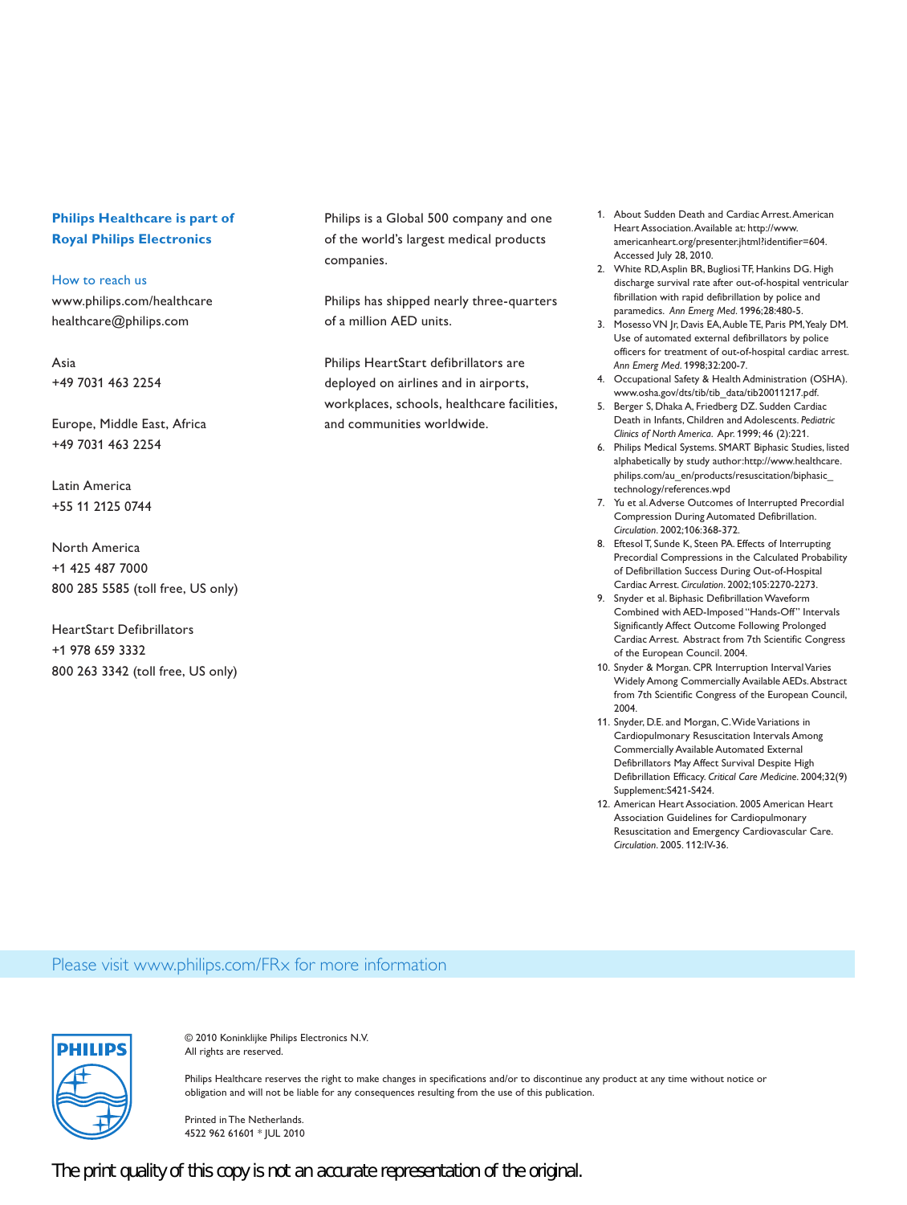**Philips Healthcare is part of Royal Philips Electronics**

How to reach us
www.philips.com/healthcare
healthcare@philips.com

Asia
+49 7031 463 2254

Europe, Middle East, Africa
+49 7031 463 2254

Latin America
+55 11 2125 0744

North America
+1 425 487 7000
800 285 5585 (toll free, US only)

HeartStart Defibrillators
+1 978 659 3332
800 263 3342 (toll free, US only)

Philips is a Global 500 company and one of the world's largest medical products companies.

Philips has shipped nearly three-quarters of a million AED units.

Philips HeartStart defibrillators are deployed on airlines and in airports, workplaces, schools, healthcare facilities, and communities worldwide.

1. About Sudden Death and Cardiac Arrest. American Heart Association. Available at: http://www.americanheart.org/presenter.jhtml?identifier=604. Accessed July 28, 2010.
2. White RD, Asplin BR, Bugliosi TF, Hankins DG. High discharge survival rate after out-of-hospital ventricular fibrillation with rapid defibrillation by police and paramedics. *Ann Emerg Med*. 1996;28:480-5.
3. Mosesso VN Jr, Davis EA, Auble TE, Paris PM, Yealy DM. Use of automated external defibrillators by police officers for treatment of out-of-hospital cardiac arrest. *Ann Emerg Med*. 1998;32:200-7.
4. Occupational Safety & Health Administration (OSHA). www.osha.gov/dts/tib/tib_data/tib20011217.pdf.
5. Berger S, Dhaka A, Friedberg DZ. Sudden Cardiac Death in Infants, Children and Adolescents. *Pediatric Clinics of North America*. Apr. 1999; 46 (2):221.
6. Philips Medical Systems. SMART Biphasic Studies, listed alphabetically by study author:http://www.healthcare.philips.com/au_en/products/resuscitation/biphasic_technology/references.wpd
7. Yu et al. Adverse Outcomes of Interrupted Precordial Compression During Automated Defibrillation. *Circulation*. 2002;106:368-372.
8. Eftesol T, Sunde K, Steen PA. Effects of Interrupting Precordial Compressions in the Calculated Probability of Defibrillation Success During Out-of-Hospital Cardiac Arrest. *Circulation*. 2002;105:2270-2273.
9. Snyder et al. Biphasic Defibrillation Waveform Combined with AED-Imposed "Hands-Off" Intervals Significantly Affect Outcome Following Prolonged Cardiac Arrest. Abstract from 7th Scientific Congress of the European Council. 2004.
10. Snyder & Morgan. CPR Interruption Interval Varies Widely Among Commercially Available AEDs. Abstract from 7th Scientific Congress of the European Council, 2004.
11. Snyder, D.E. and Morgan, C. Wide Variations in Cardiopulmonary Resuscitation Intervals Among Commercially Available Automated External Defibrillators May Affect Survival Despite High Defibrillation Efficacy. *Critical Care Medicine*. 2004;32(9) Supplement:S421-S424.
12. American Heart Association. 2005 American Heart Association Guidelines for Cardiopulmonary Resuscitation and Emergency Cardiovascular Care. *Circulation*. 2005. 112:IV-36.

Please visit www.philips.com/FRx for more information

PHILIPS

© 2010 Koninklijke Philips Electronics N.V.
All rights are reserved.

Philips Healthcare reserves the right to make changes in specifications and/or to discontinue any product at any time without notice or obligation and will not be liable for any consequences resulting from the use of this publication.

Printed in The Netherlands.
4522 962 61601 * JUL 2010

The print quality of this copy is not an accurate representation of the original.